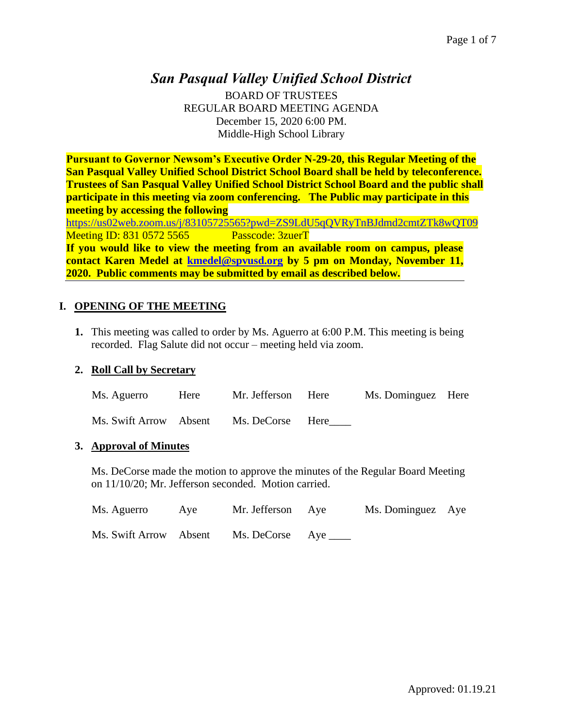# *San Pasqual Valley Unified School District*

BOARD OF TRUSTEES
REGULAR BOARD MEETING AGENDA
December 15, 2020 6:00 PM.
Middle-High School Library

**Pursuant to Governor Newsom's Executive Order N-29-20, this Regular Meeting of the San Pasqual Valley Unified School District School Board shall be held by teleconference. Trustees of San Pasqual Valley Unified School District School Board and the public shall participate in this meeting via zoom conferencing. The Public may participate in this meeting by accessing the following**
https://us02web.zoom.us/j/83105725565?pwd=ZS9LdU5qQVRyTnBJdmd2cmtZTk8wQT09
Meeting ID: 831 0572 5565 Passcode: 3zuerT
**If you would like to view the meeting from an available room on campus, please contact Karen Medel at kmedel@spvusd.org by 5 pm on Monday, November 11, 2020. Public comments may be submitted by email as described below.**

## I. OPENING OF THE MEETING

**1.** This meeting was called to order by Ms. Aguerro at 6:00 P.M. This meeting is being recorded. Flag Salute did not occur – meeting held via zoom.

**2. Roll Call by Secretary**

| | | | | | |
|---|---|---|---|---|---|
| Ms. Aguerro | Here | Mr. Jefferson | Here | Ms. Dominguez | Here |
| Ms. Swift Arrow | Absent | Ms. DeCorse | Here____ | | |

**3. Approval of Minutes**

Ms. DeCorse made the motion to approve the minutes of the Regular Board Meeting on 11/10/20; Mr. Jefferson seconded. Motion carried.

| | | | | | |
|---|---|---|---|---|---|
| Ms. Aguerro | Aye | Mr. Jefferson | Aye | Ms. Dominguez | Aye |
| Ms. Swift Arrow | Absent | Ms. DeCorse | Aye ____ | | |

Approved: 01.19.21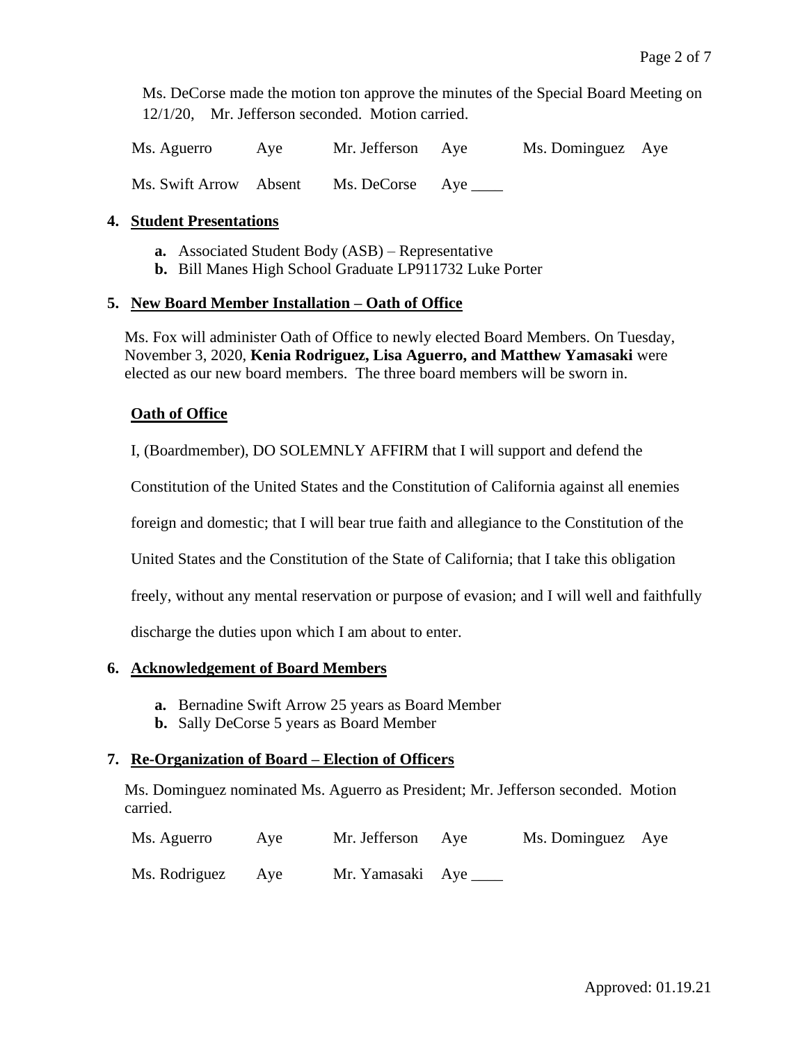Ms. DeCorse made the motion ton approve the minutes of the Special Board Meeting on 12/1/20,    Mr. Jefferson seconded.  Motion carried.

| | | | | | |
|---|---|---|---|---|---|
| Ms. Aguerro | Aye | Mr. Jefferson | Aye | Ms. Dominguez | Aye |
| Ms. Swift Arrow | Absent | Ms. DeCorse | Aye ____ | | |

**4. Student Presentations**

- **a.** Associated Student Body (ASB) – Representative
- **b.** Bill Manes High School Graduate LP911732 Luke Porter

**5. New Board Member Installation – Oath of Office**

Ms. Fox will administer Oath of Office to newly elected Board Members. On Tuesday, November 3, 2020, **Kenia Rodriguez, Lisa Aguerro, and Matthew Yamasaki** were elected as our new board members.  The three board members will be sworn in.

**Oath of Office**

I, (Boardmember), DO SOLEMNLY AFFIRM that I will support and defend the Constitution of the United States and the Constitution of California against all enemies foreign and domestic; that I will bear true faith and allegiance to the Constitution of the United States and the Constitution of the State of California; that I take this obligation freely, without any mental reservation or purpose of evasion; and I will well and faithfully discharge the duties upon which I am about to enter.

**6. Acknowledgement of Board Members**

- **a.** Bernadine Swift Arrow 25 years as Board Member
- **b.** Sally DeCorse 5 years as Board Member

**7. Re-Organization of Board – Election of Officers**

Ms. Dominguez nominated Ms. Aguerro as President; Mr. Jefferson seconded.  Motion carried.

| | | | | | |
|---|---|---|---|---|---|
| Ms. Aguerro | Aye | Mr. Jefferson | Aye | Ms. Dominguez | Aye |
| Ms. Rodriguez | Aye | Mr. Yamasaki | Aye ____ | | |

Approved: 01.19.21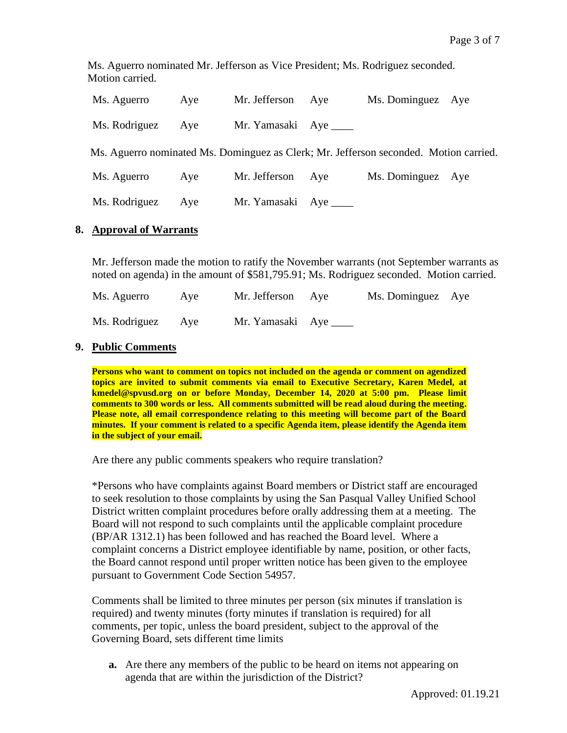Ms. Aguerro nominated Mr. Jefferson as Vice President; Ms. Rodriguez seconded. Motion carried.

| | | | | | |
|---|---|---|---|---|---|
| Ms. Aguerro | Aye | Mr. Jefferson | Aye | Ms. Dominguez | Aye |
| Ms. Rodriguez | Aye | Mr. Yamasaki | Aye ____ | | |

Ms. Aguerro nominated Ms. Dominguez as Clerk; Mr. Jefferson seconded. Motion carried.

| | | | | | |
|---|---|---|---|---|---|
| Ms. Aguerro | Aye | Mr. Jefferson | Aye | Ms. Dominguez | Aye |
| Ms. Rodriguez | Aye | Mr. Yamasaki | Aye ____ | | |

## 8. Approval of Warrants

Mr. Jefferson made the motion to ratify the November warrants (not September warrants as noted on agenda) in the amount of $581,795.91; Ms. Rodriguez seconded. Motion carried.

| | | | | | |
|---|---|---|---|---|---|
| Ms. Aguerro | Aye | Mr. Jefferson | Aye | Ms. Dominguez | Aye |
| Ms. Rodriguez | Aye | Mr. Yamasaki | Aye ____ | | |

## 9. Public Comments

**Persons who want to comment on topics not included on the agenda or comment on agendized topics are invited to submit comments via email to Executive Secretary, Karen Medel, at kmedel@spvusd.org on or before Monday, December 14, 2020 at 5:00 pm. Please limit comments to 300 words or less. All comments submitted will be read aloud during the meeting. Please note, all email correspondence relating to this meeting will become part of the Board minutes. If your comment is related to a specific Agenda item, please identify the Agenda item in the subject of your email.**

Are there any public comments speakers who require translation?

*Persons who have complaints against Board members or District staff are encouraged to seek resolution to those complaints by using the San Pasqual Valley Unified School District written complaint procedures before orally addressing them at a meeting. The Board will not respond to such complaints until the applicable complaint procedure (BP/AR 1312.1) has been followed and has reached the Board level. Where a complaint concerns a District employee identifiable by name, position, or other facts, the Board cannot respond until proper written notice has been given to the employee pursuant to Government Code Section 54957.

Comments shall be limited to three minutes per person (six minutes if translation is required) and twenty minutes (forty minutes if translation is required) for all comments, per topic, unless the board president, subject to the approval of the Governing Board, sets different time limits

**a.** Are there any members of the public to be heard on items not appearing on agenda that are within the jurisdiction of the District?

Approved: 01.19.21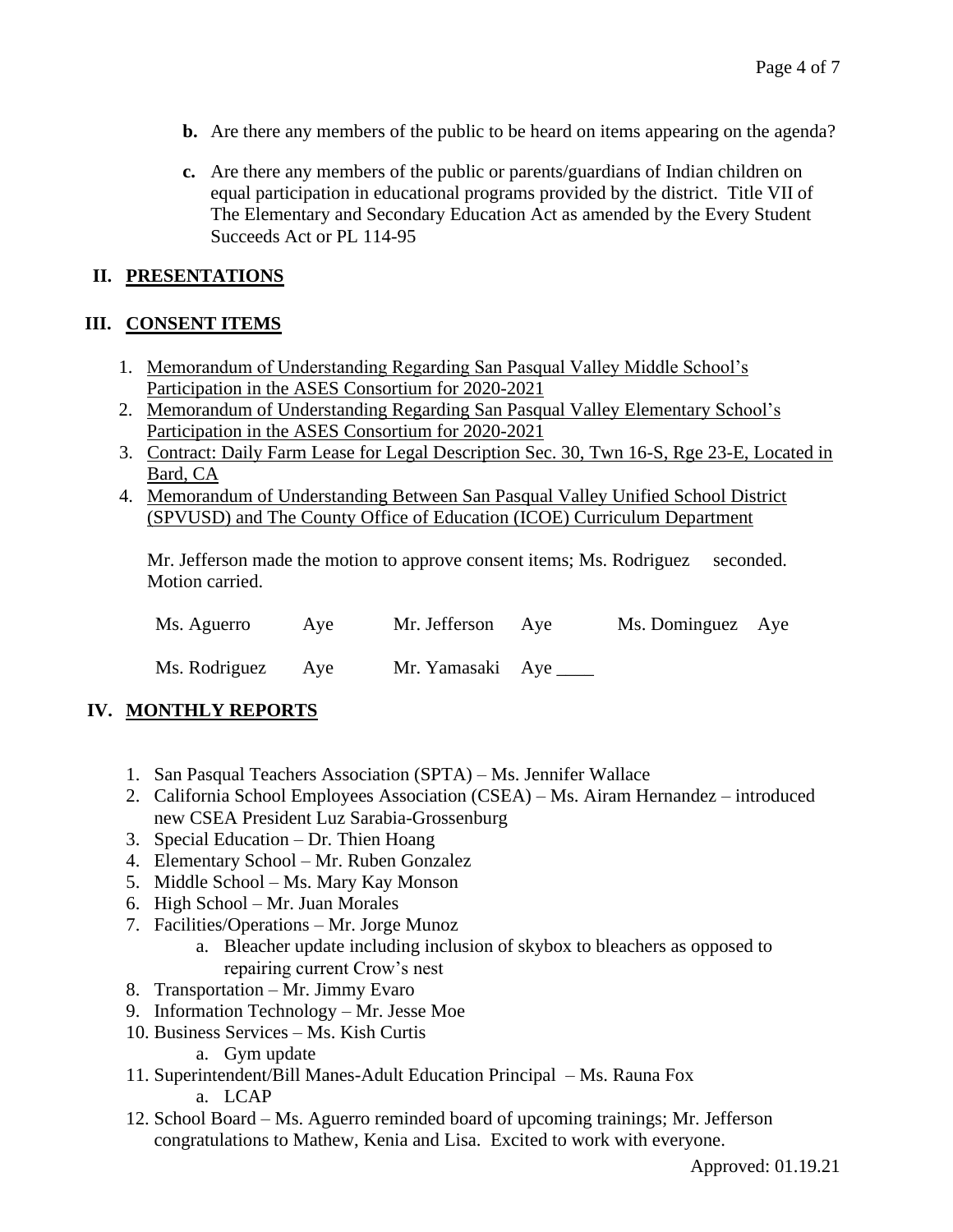**b.** Are there any members of the public to be heard on items appearing on the agenda?

**c.** Are there any members of the public or parents/guardians of Indian children on equal participation in educational programs provided by the district. Title VII of The Elementary and Secondary Education Act as amended by the Every Student Succeeds Act or PL 114-95

## II. PRESENTATIONS

## III. CONSENT ITEMS

1. Memorandum of Understanding Regarding San Pasqual Valley Middle School's Participation in the ASES Consortium for 2020-2021
2. Memorandum of Understanding Regarding San Pasqual Valley Elementary School's Participation in the ASES Consortium for 2020-2021
3. Contract: Daily Farm Lease for Legal Description Sec. 30, Twn 16-S, Rge 23-E, Located in Bard, CA
4. Memorandum of Understanding Between San Pasqual Valley Unified School District (SPVUSD) and The County Office of Education (ICOE) Curriculum Department

Mr. Jefferson made the motion to approve consent items; Ms. Rodriguez seconded. Motion carried.

| | | | | | |
|---|---|---|---|---|---|
| Ms. Aguerro | Aye | Mr. Jefferson | Aye | Ms. Dominguez | Aye |
| Ms. Rodriguez | Aye | Mr. Yamasaki | Aye ____ | | |

## IV. MONTHLY REPORTS

1. San Pasqual Teachers Association (SPTA) – Ms. Jennifer Wallace
2. California School Employees Association (CSEA) – Ms. Airam Hernandez – introduced new CSEA President Luz Sarabia-Grossenburg
3. Special Education – Dr. Thien Hoang
4. Elementary School – Mr. Ruben Gonzalez
5. Middle School – Ms. Mary Kay Monson
6. High School – Mr. Juan Morales
7. Facilities/Operations – Mr. Jorge Munoz
   a. Bleacher update including inclusion of skybox to bleachers as opposed to repairing current Crow's nest
8. Transportation – Mr. Jimmy Evaro
9. Information Technology – Mr. Jesse Moe
10. Business Services – Ms. Kish Curtis
    a. Gym update
11. Superintendent/Bill Manes-Adult Education Principal – Ms. Rauna Fox
    a. LCAP
12. School Board – Ms. Aguerro reminded board of upcoming trainings; Mr. Jefferson congratulations to Mathew, Kenia and Lisa. Excited to work with everyone.

Approved: 01.19.21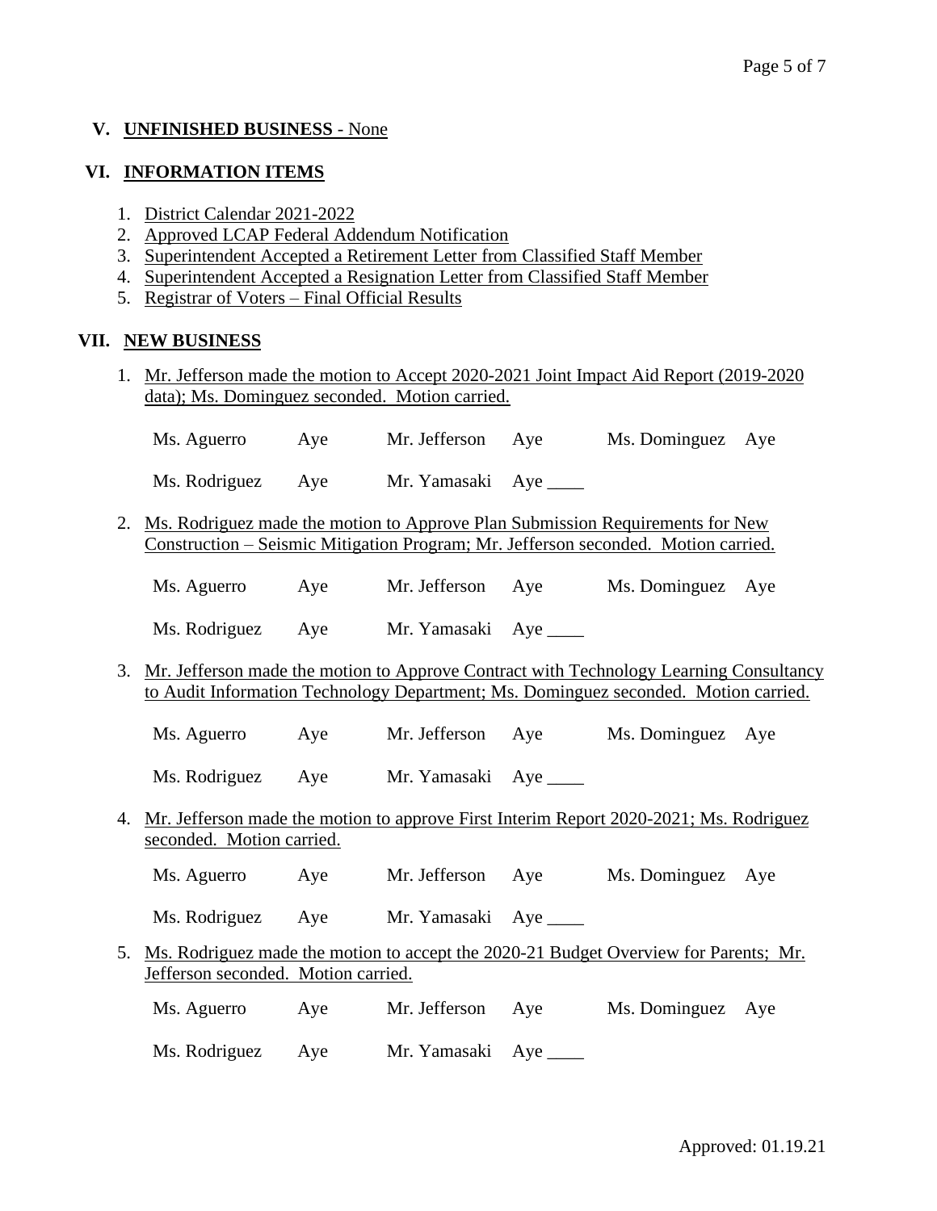## V. UNFINISHED BUSINESS - None

## VI. INFORMATION ITEMS

1. District Calendar 2021-2022
2. Approved LCAP Federal Addendum Notification
3. Superintendent Accepted a Retirement Letter from Classified Staff Member
4. Superintendent Accepted a Resignation Letter from Classified Staff Member
5. Registrar of Voters – Final Official Results

## VII. NEW BUSINESS

1. Mr. Jefferson made the motion to Accept 2020-2021 Joint Impact Aid Report (2019-2020 data); Ms. Dominguez seconded. Motion carried.

   Ms. Aguerro Aye Mr. Jefferson Aye Ms. Dominguez Aye

   Ms. Rodriguez Aye Mr. Yamasaki Aye ____

2. Ms. Rodriguez made the motion to Approve Plan Submission Requirements for New Construction – Seismic Mitigation Program; Mr. Jefferson seconded. Motion carried.

   Ms. Aguerro Aye Mr. Jefferson Aye Ms. Dominguez Aye

   Ms. Rodriguez Aye Mr. Yamasaki Aye ____

3. Mr. Jefferson made the motion to Approve Contract with Technology Learning Consultancy to Audit Information Technology Department; Ms. Dominguez seconded. Motion carried.

   Ms. Aguerro Aye Mr. Jefferson Aye Ms. Dominguez Aye

   Ms. Rodriguez Aye Mr. Yamasaki Aye ____

4. Mr. Jefferson made the motion to approve First Interim Report 2020-2021; Ms. Rodriguez seconded. Motion carried.

   Ms. Aguerro Aye Mr. Jefferson Aye Ms. Dominguez Aye

   Ms. Rodriguez Aye Mr. Yamasaki Aye ____

5. Ms. Rodriguez made the motion to accept the 2020-21 Budget Overview for Parents; Mr. Jefferson seconded. Motion carried.

   Ms. Aguerro Aye Mr. Jefferson Aye Ms. Dominguez Aye

   Ms. Rodriguez Aye Mr. Yamasaki Aye ____

Approved: 01.19.21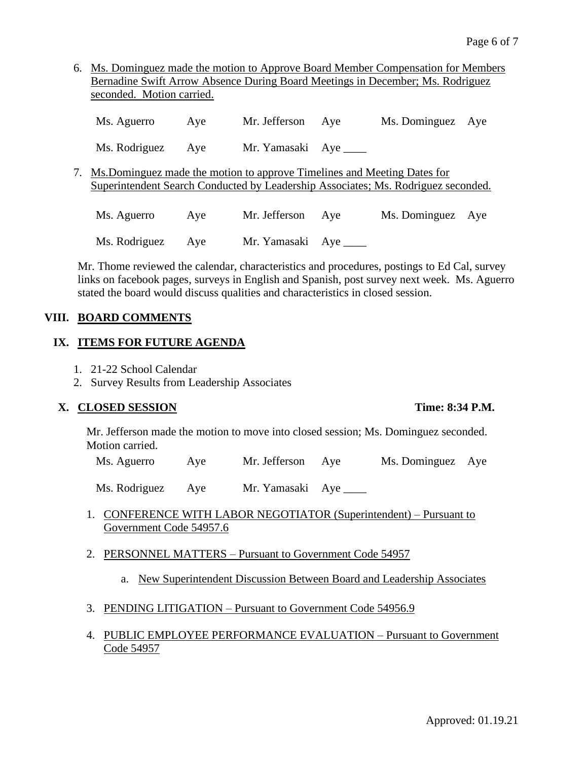6. Ms. Dominguez made the motion to Approve Board Member Compensation for Members Bernadine Swift Arrow Absence During Board Meetings in December; Ms. Rodriguez seconded. Motion carried.

| | | | | | |
|---|---|---|---|---|---|
| Ms. Aguerro | Aye | Mr. Jefferson | Aye | Ms. Dominguez | Aye |
| Ms. Rodriguez | Aye | Mr. Yamasaki | Aye ____ | | |

7. Ms.Dominguez made the motion to approve Timelines and Meeting Dates for Superintendent Search Conducted by Leadership Associates; Ms. Rodriguez seconded.

| | | | | | |
|---|---|---|---|---|---|
| Ms. Aguerro | Aye | Mr. Jefferson | Aye | Ms. Dominguez | Aye |
| Ms. Rodriguez | Aye | Mr. Yamasaki | Aye ____ | | |

Mr. Thome reviewed the calendar, characteristics and procedures, postings to Ed Cal, survey links on facebook pages, surveys in English and Spanish, post survey next week. Ms. Aguerro stated the board would discuss qualities and characteristics in closed session.

## VIII. BOARD COMMENTS

## IX. ITEMS FOR FUTURE AGENDA

1. 21-22 School Calendar
2. Survey Results from Leadership Associates

## X. CLOSED SESSION

**Time: 8:34 P.M.**

Mr. Jefferson made the motion to move into closed session; Ms. Dominguez seconded. Motion carried.

| | | | | | |
|---|---|---|---|---|---|
| Ms. Aguerro | Aye | Mr. Jefferson | Aye | Ms. Dominguez | Aye |
| Ms. Rodriguez | Aye | Mr. Yamasaki | Aye ____ | | |

1. CONFERENCE WITH LABOR NEGOTIATOR (Superintendent) – Pursuant to Government Code 54957.6
2. PERSONNEL MATTERS – Pursuant to Government Code 54957
   a. New Superintendent Discussion Between Board and Leadership Associates
3. PENDING LITIGATION – Pursuant to Government Code 54956.9
4. PUBLIC EMPLOYEE PERFORMANCE EVALUATION – Pursuant to Government Code 54957

Approved: 01.19.21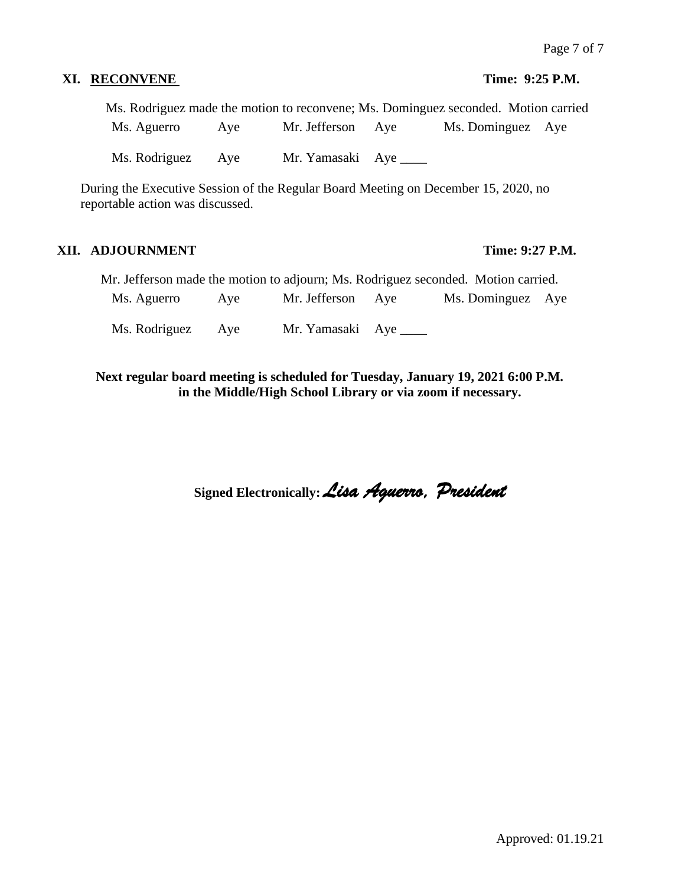## XI. RECONVENE  Time: 9:25 P.M.

Ms. Rodriguez made the motion to reconvene; Ms. Dominguez seconded. Motion carried

| | | | | | |
|---|---|---|---|---|---|
| Ms. Aguerro | Aye | Mr. Jefferson | Aye | Ms. Dominguez | Aye |
| Ms. Rodriguez | Aye | Mr. Yamasaki | Aye ____ | | |

During the Executive Session of the Regular Board Meeting on December 15, 2020, no reportable action was discussed.

## XII. ADJOURNMENT  Time: 9:27 P.M.

Mr. Jefferson made the motion to adjourn; Ms. Rodriguez seconded. Motion carried.

| | | | | | |
|---|---|---|---|---|---|
| Ms. Aguerro | Aye | Mr. Jefferson | Aye | Ms. Dominguez | Aye |
| Ms. Rodriguez | Aye | Mr. Yamasaki | Aye ____ | | |

**Next regular board meeting is scheduled for Tuesday, January 19, 2021 6:00 P.M. in the Middle/High School Library or via zoom if necessary.**

**Signed Electronically:** *Lisa Aguerro, President*

Approved: 01.19.21